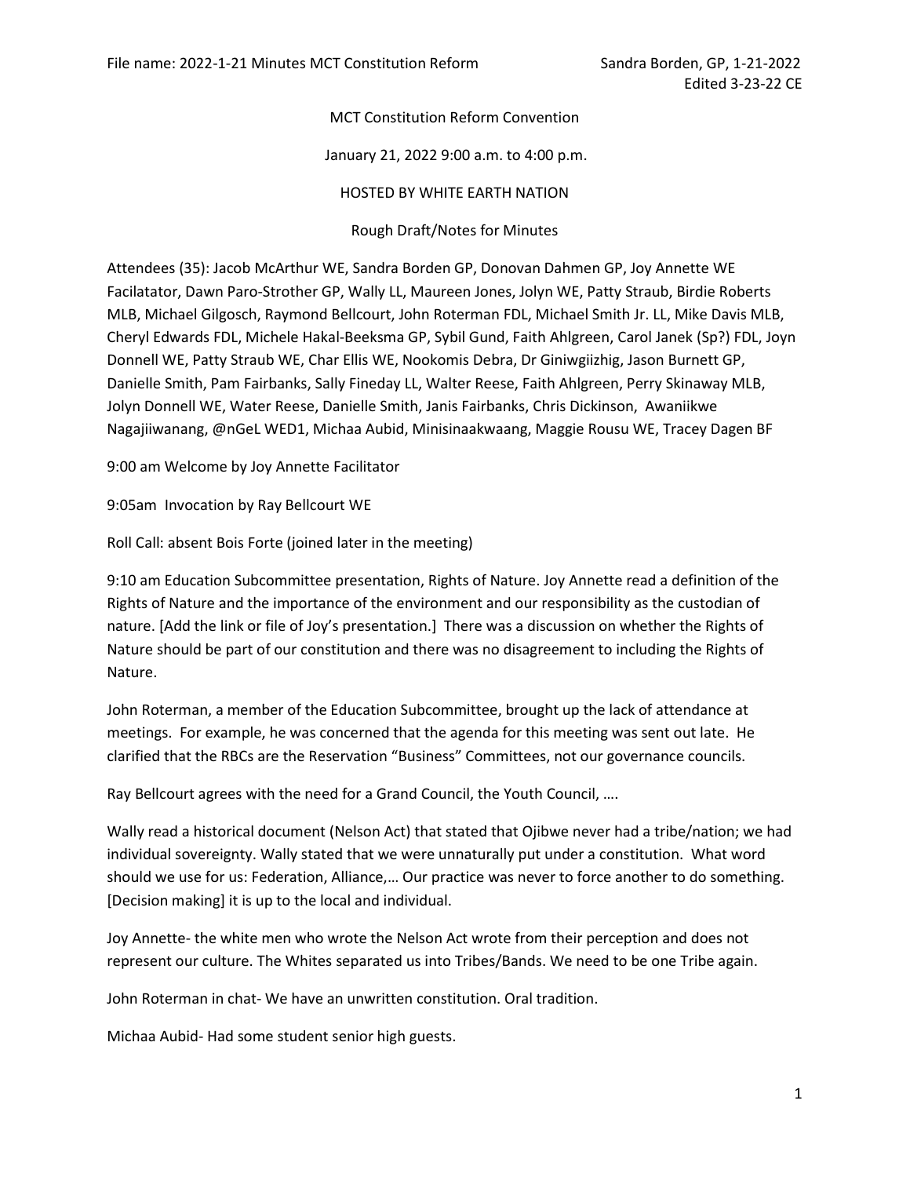File name: 2022-1-21 Minutes MCT Constitution Reform

Sandra Borden, GP, 1-21-2022
Edited 3-23-22 CE

MCT Constitution Reform Convention

January 21, 2022 9:00 a.m. to 4:00 p.m.

HOSTED BY WHITE EARTH NATION

Rough Draft/Notes for Minutes

Attendees (35): Jacob McArthur WE, Sandra Borden GP, Donovan Dahmen GP, Joy Annette WE Facilatator, Dawn Paro-Strother GP, Wally LL, Maureen Jones, Jolyn WE, Patty Straub, Birdie Roberts MLB, Michael Gilgosch, Raymond Bellcourt, John Roterman FDL, Michael Smith Jr. LL, Mike Davis MLB, Cheryl Edwards FDL, Michele Hakal-Beeksma GP, Sybil Gund, Faith Ahlgreen, Carol Janek (Sp?) FDL, Joyn Donnell WE, Patty Straub WE, Char Ellis WE, Nookomis Debra, Dr Giniwgiizhig, Jason Burnett GP, Danielle Smith, Pam Fairbanks, Sally Fineday LL, Walter Reese, Faith Ahlgreen, Perry Skinaway MLB, Jolyn Donnell WE, Water Reese, Danielle Smith, Janis Fairbanks, Chris Dickinson, Awaniikwe Nagajiiwanang, @nGeL WED1, Michaa Aubid, Minisinaakwaang, Maggie Rousu WE, Tracey Dagen BF

9:00 am Welcome by Joy Annette Facilitator

9:05am Invocation by Ray Bellcourt WE

Roll Call: absent Bois Forte (joined later in the meeting)

9:10 am Education Subcommittee presentation, Rights of Nature. Joy Annette read a definition of the Rights of Nature and the importance of the environment and our responsibility as the custodian of nature. [Add the link or file of Joy's presentation.] There was a discussion on whether the Rights of Nature should be part of our constitution and there was no disagreement to including the Rights of Nature.

John Roterman, a member of the Education Subcommittee, brought up the lack of attendance at meetings. For example, he was concerned that the agenda for this meeting was sent out late. He clarified that the RBCs are the Reservation "Business" Committees, not our governance councils.

Ray Bellcourt agrees with the need for a Grand Council, the Youth Council, ….

Wally read a historical document (Nelson Act) that stated that Ojibwe never had a tribe/nation; we had individual sovereignty. Wally stated that we were unnaturally put under a constitution. What word should we use for us: Federation, Alliance,… Our practice was never to force another to do something. [Decision making] it is up to the local and individual.

Joy Annette- the white men who wrote the Nelson Act wrote from their perception and does not represent our culture. The Whites separated us into Tribes/Bands. We need to be one Tribe again.

John Roterman in chat- We have an unwritten constitution. Oral tradition.

Michaa Aubid- Had some student senior high guests.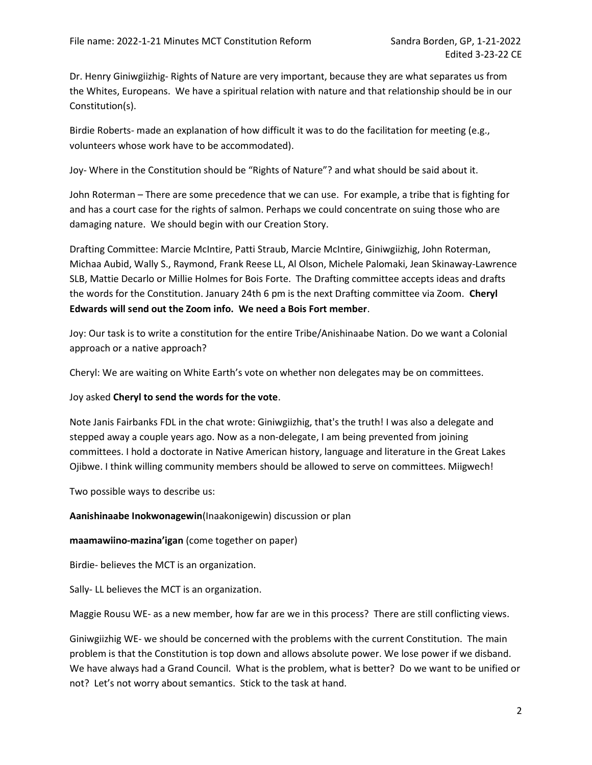Dr. Henry Giniwgiizhig- Rights of Nature are very important, because they are what separates us from the Whites, Europeans. We have a spiritual relation with nature and that relationship should be in our Constitution(s).

Birdie Roberts- made an explanation of how difficult it was to do the facilitation for meeting (e.g., volunteers whose work have to be accommodated).

Joy- Where in the Constitution should be "Rights of Nature"? and what should be said about it.

John Roterman – There are some precedence that we can use. For example, a tribe that is fighting for and has a court case for the rights of salmon. Perhaps we could concentrate on suing those who are damaging nature. We should begin with our Creation Story.

Drafting Committee: Marcie McIntire, Patti Straub, Marcie McIntire, Giniwgiizhig, John Roterman, Michaa Aubid, Wally S., Raymond, Frank Reese LL, Al Olson, Michele Palomaki, Jean Skinaway-Lawrence SLB, Mattie Decarlo or Millie Holmes for Bois Forte. The Drafting committee accepts ideas and drafts the words for the Constitution. January 24th 6 pm is the next Drafting committee via Zoom. **Cheryl Edwards will send out the Zoom info. We need a Bois Fort member**.

Joy: Our task is to write a constitution for the entire Tribe/Anishinaabe Nation. Do we want a Colonial approach or a native approach?

Cheryl: We are waiting on White Earth's vote on whether non delegates may be on committees.

Joy asked **Cheryl to send the words for the vote**.

Note Janis Fairbanks FDL in the chat wrote: Giniwgiizhig, that's the truth! I was also a delegate and stepped away a couple years ago. Now as a non-delegate, I am being prevented from joining committees. I hold a doctorate in Native American history, language and literature in the Great Lakes Ojibwe. I think willing community members should be allowed to serve on committees. Miigwech!

Two possible ways to describe us:

**Aanishinaabe Inokwonagewin**(Inaakonigewin) discussion or plan

**maamawiino-mazina'igan** (come together on paper)

Birdie- believes the MCT is an organization.

Sally- LL believes the MCT is an organization.

Maggie Rousu WE- as a new member, how far are we in this process? There are still conflicting views.

Giniwgiizhig WE- we should be concerned with the problems with the current Constitution. The main problem is that the Constitution is top down and allows absolute power. We lose power if we disband. We have always had a Grand Council. What is the problem, what is better? Do we want to be unified or not? Let's not worry about semantics. Stick to the task at hand.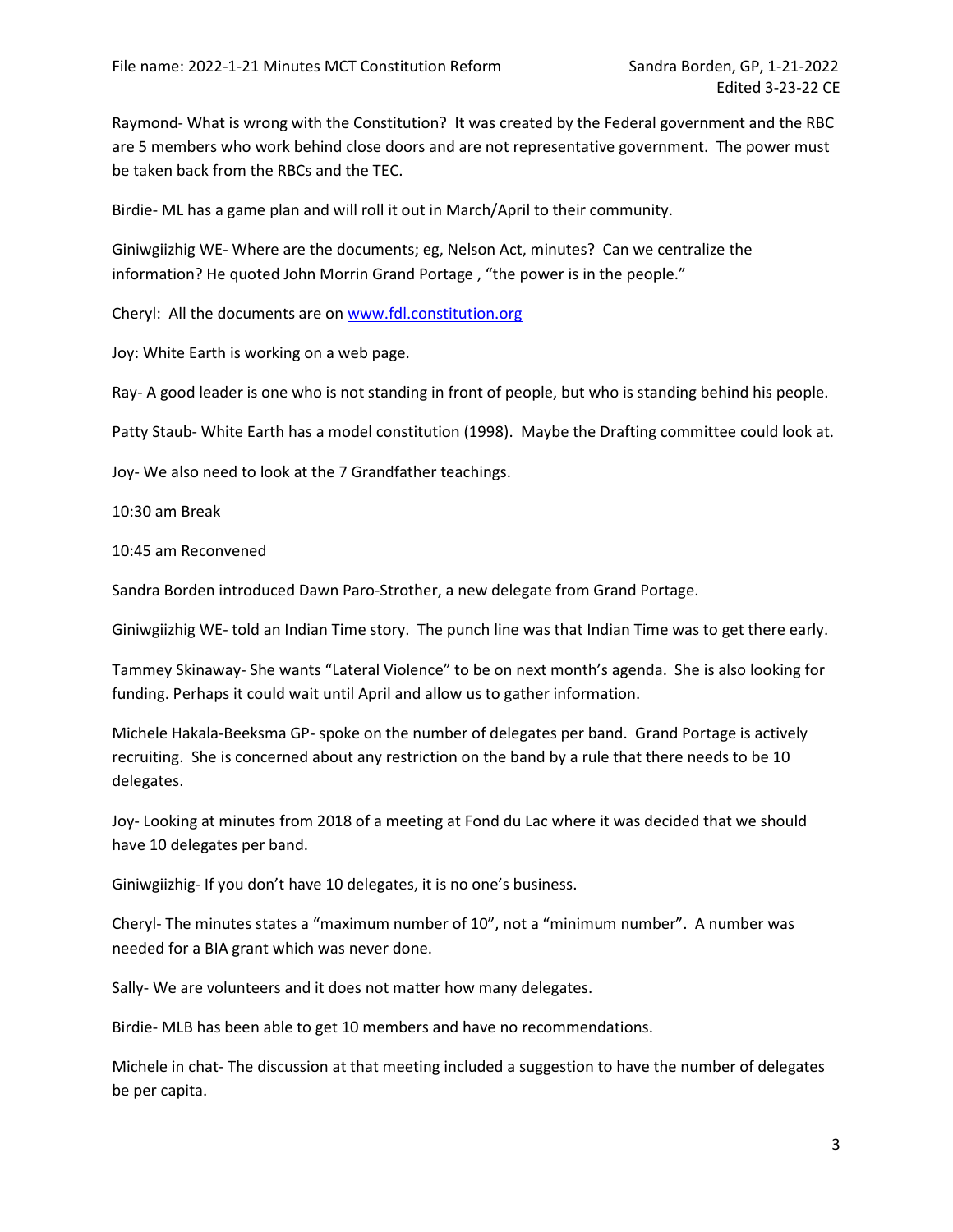Raymond- What is wrong with the Constitution? It was created by the Federal government and the RBC are 5 members who work behind close doors and are not representative government. The power must be taken back from the RBCs and the TEC.

Birdie- ML has a game plan and will roll it out in March/April to their community.

Giniwgiizhig WE- Where are the documents; eg, Nelson Act, minutes? Can we centralize the information? He quoted John Morrin Grand Portage , "the power is in the people."

Cheryl: All the documents are on www.fdl.constitution.org

Joy: White Earth is working on a web page.

Ray- A good leader is one who is not standing in front of people, but who is standing behind his people.

Patty Staub- White Earth has a model constitution (1998). Maybe the Drafting committee could look at.

Joy- We also need to look at the 7 Grandfather teachings.

10:30 am Break

10:45 am Reconvened

Sandra Borden introduced Dawn Paro-Strother, a new delegate from Grand Portage.

Giniwgiizhig WE- told an Indian Time story. The punch line was that Indian Time was to get there early.

Tammey Skinaway- She wants "Lateral Violence" to be on next month's agenda. She is also looking for funding. Perhaps it could wait until April and allow us to gather information.

Michele Hakala-Beeksma GP- spoke on the number of delegates per band. Grand Portage is actively recruiting. She is concerned about any restriction on the band by a rule that there needs to be 10 delegates.

Joy- Looking at minutes from 2018 of a meeting at Fond du Lac where it was decided that we should have 10 delegates per band.

Giniwgiizhig- If you don't have 10 delegates, it is no one's business.

Cheryl- The minutes states a "maximum number of 10", not a "minimum number". A number was needed for a BIA grant which was never done.

Sally- We are volunteers and it does not matter how many delegates.

Birdie- MLB has been able to get 10 members and have no recommendations.

Michele in chat- The discussion at that meeting included a suggestion to have the number of delegates be per capita.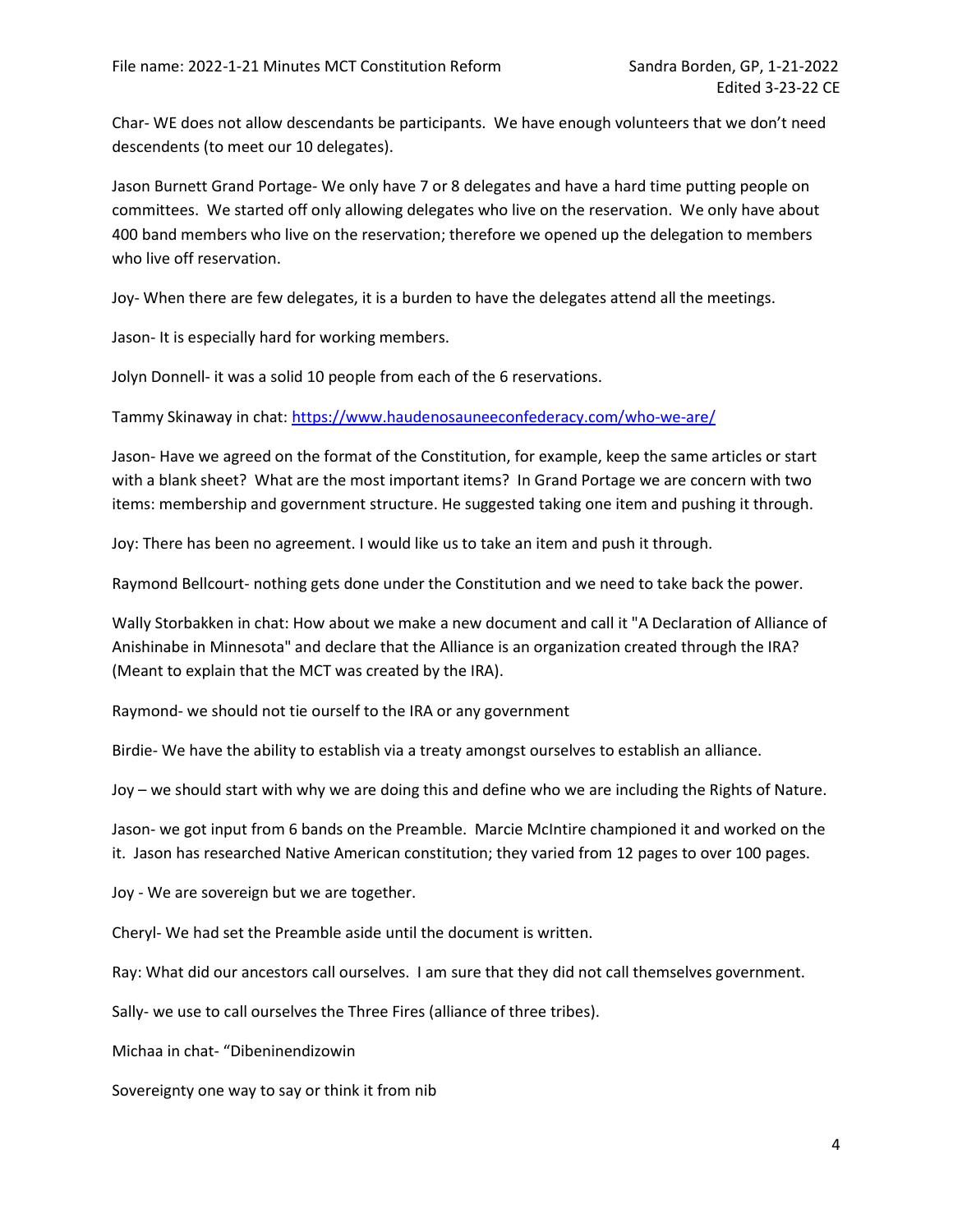Char- WE does not allow descendants be participants. We have enough volunteers that we don't need descendents (to meet our 10 delegates).

Jason Burnett Grand Portage- We only have 7 or 8 delegates and have a hard time putting people on committees. We started off only allowing delegates who live on the reservation. We only have about 400 band members who live on the reservation; therefore we opened up the delegation to members who live off reservation.

Joy- When there are few delegates, it is a burden to have the delegates attend all the meetings.

Jason- It is especially hard for working members.

Jolyn Donnell- it was a solid 10 people from each of the 6 reservations.

Tammy Skinaway in chat: https://www.haudenosauneeconfederacy.com/who-we-are/

Jason- Have we agreed on the format of the Constitution, for example, keep the same articles or start with a blank sheet? What are the most important items? In Grand Portage we are concern with two items: membership and government structure. He suggested taking one item and pushing it through.

Joy: There has been no agreement. I would like us to take an item and push it through.

Raymond Bellcourt- nothing gets done under the Constitution and we need to take back the power.

Wally Storbakken in chat: How about we make a new document and call it "A Declaration of Alliance of Anishinabe in Minnesota" and declare that the Alliance is an organization created through the IRA? (Meant to explain that the MCT was created by the IRA).

Raymond- we should not tie ourself to the IRA or any government

Birdie- We have the ability to establish via a treaty amongst ourselves to establish an alliance.

Joy – we should start with why we are doing this and define who we are including the Rights of Nature.

Jason- we got input from 6 bands on the Preamble. Marcie McIntire championed it and worked on the it. Jason has researched Native American constitution; they varied from 12 pages to over 100 pages.

Joy - We are sovereign but we are together.

Cheryl- We had set the Preamble aside until the document is written.

Ray: What did our ancestors call ourselves. I am sure that they did not call themselves government.

Sally- we use to call ourselves the Three Fires (alliance of three tribes).

Michaa in chat- "Dibeninendizowin

Sovereignty one way to say or think it from nib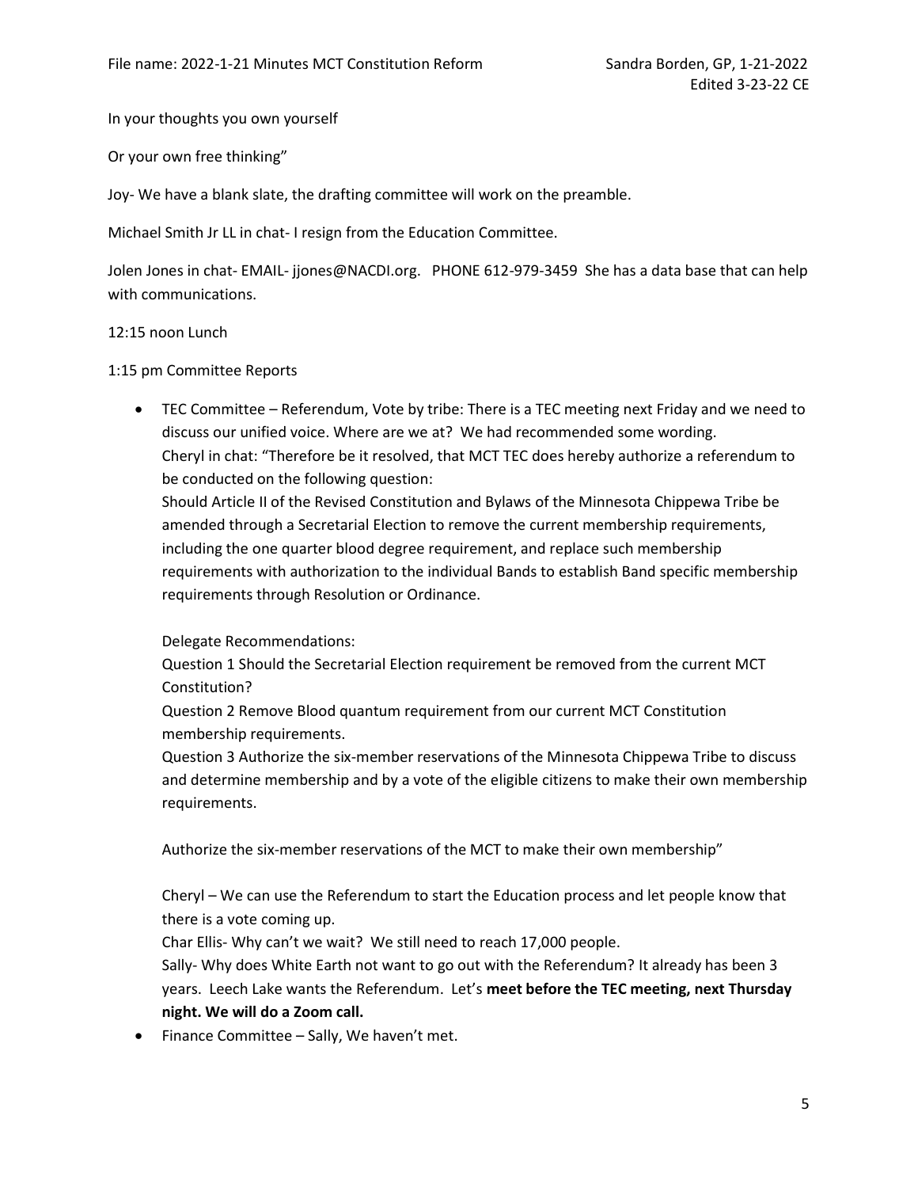In your thoughts you own yourself

Or your own free thinking"

Joy- We have a blank slate, the drafting committee will work on the preamble.

Michael Smith Jr LL in chat- I resign from the Education Committee.

Jolen Jones in chat- EMAIL- jjones@NACDI.org. PHONE 612-979-3459 She has a data base that can help with communications.

12:15 noon Lunch

1:15 pm Committee Reports

- TEC Committee – Referendum, Vote by tribe: There is a TEC meeting next Friday and we need to discuss our unified voice. Where are we at? We had recommended some wording.

  Cheryl in chat: "Therefore be it resolved, that MCT TEC does hereby authorize a referendum to be conducted on the following question:

  Should Article II of the Revised Constitution and Bylaws of the Minnesota Chippewa Tribe be amended through a Secretarial Election to remove the current membership requirements, including the one quarter blood degree requirement, and replace such membership requirements with authorization to the individual Bands to establish Band specific membership requirements through Resolution or Ordinance.

  Delegate Recommendations:

  Question 1 Should the Secretarial Election requirement be removed from the current MCT Constitution?

  Question 2 Remove Blood quantum requirement from our current MCT Constitution membership requirements.

  Question 3 Authorize the six-member reservations of the Minnesota Chippewa Tribe to discuss and determine membership and by a vote of the eligible citizens to make their own membership requirements.

  Authorize the six-member reservations of the MCT to make their own membership"

  Cheryl – We can use the Referendum to start the Education process and let people know that there is a vote coming up.

  Char Ellis- Why can't we wait? We still need to reach 17,000 people.

  Sally- Why does White Earth not want to go out with the Referendum? It already has been 3 years. Leech Lake wants the Referendum. Let's **meet before the TEC meeting, next Thursday night. We will do a Zoom call.**
- Finance Committee – Sally, We haven't met.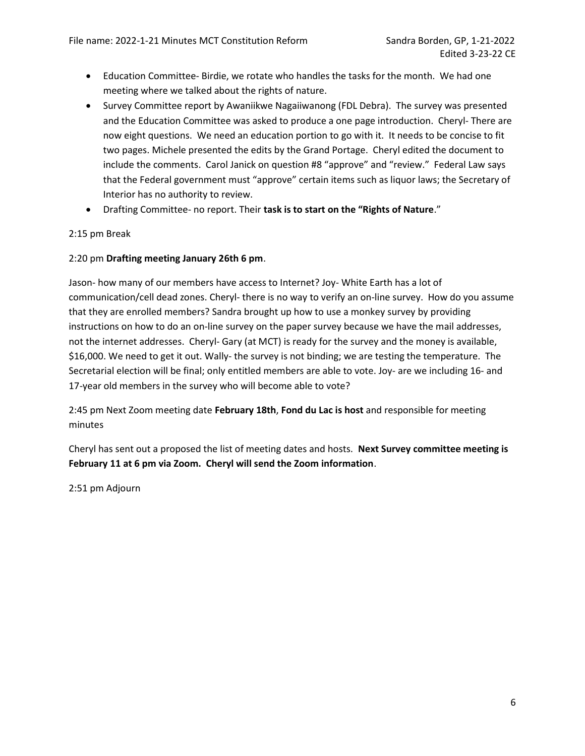- Education Committee- Birdie, we rotate who handles the tasks for the month. We had one meeting where we talked about the rights of nature.
- Survey Committee report by Awaniikwe Nagaiiwanong (FDL Debra). The survey was presented and the Education Committee was asked to produce a one page introduction. Cheryl- There are now eight questions. We need an education portion to go with it. It needs to be concise to fit two pages. Michele presented the edits by the Grand Portage. Cheryl edited the document to include the comments. Carol Janick on question #8 "approve" and "review." Federal Law says that the Federal government must "approve" certain items such as liquor laws; the Secretary of Interior has no authority to review.
- Drafting Committee- no report. Their **task is to start on the "Rights of Nature**."

2:15 pm Break

2:20 pm **Drafting meeting January 26th 6 pm**.

Jason- how many of our members have access to Internet? Joy- White Earth has a lot of communication/cell dead zones. Cheryl- there is no way to verify an on-line survey. How do you assume that they are enrolled members? Sandra brought up how to use a monkey survey by providing instructions on how to do an on-line survey on the paper survey because we have the mail addresses, not the internet addresses. Cheryl- Gary (at MCT) is ready for the survey and the money is available, $16,000. We need to get it out. Wally- the survey is not binding; we are testing the temperature. The Secretarial election will be final; only entitled members are able to vote. Joy- are we including 16- and 17-year old members in the survey who will become able to vote?

2:45 pm Next Zoom meeting date **February 18th**, **Fond du Lac is host** and responsible for meeting minutes

Cheryl has sent out a proposed the list of meeting dates and hosts. **Next Survey committee meeting is February 11 at 6 pm via Zoom. Cheryl will send the Zoom information**.

2:51 pm Adjourn